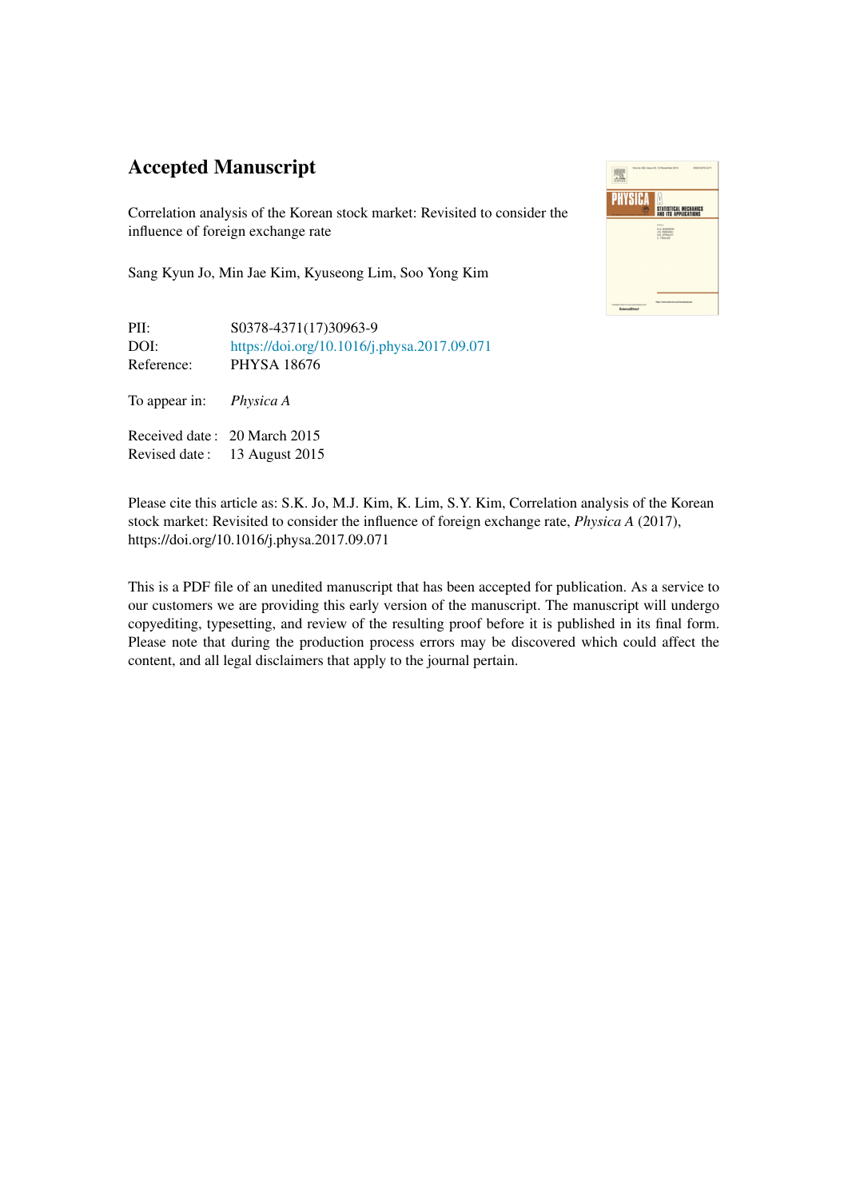# Accepted Manuscript

Correlation analysis of the Korean stock market: Revisited to consider the influence of foreign exchange rate

Sang Kyun Jo, Min Jae Kim, Kyuseong Lim, Soo Yong Kim

PII: S0378-4371(17)30963-9
DOI: https://doi.org/10.1016/j.physa.2017.09.071
Reference: PHYSA 18676

To appear in: *Physica A*

Received date : 20 March 2015
Revised date : 13 August 2015

Please cite this article as: S.K. Jo, M.J. Kim, K. Lim, S.Y. Kim, Correlation analysis of the Korean stock market: Revisited to consider the influence of foreign exchange rate, *Physica A* (2017), https://doi.org/10.1016/j.physa.2017.09.071

This is a PDF file of an unedited manuscript that has been accepted for publication. As a service to our customers we are providing this early version of the manuscript. The manuscript will undergo copyediting, typesetting, and review of the resulting proof before it is published in its final form. Please note that during the production process errors may be discovered which could affect the content, and all legal disclaimers that apply to the journal pertain.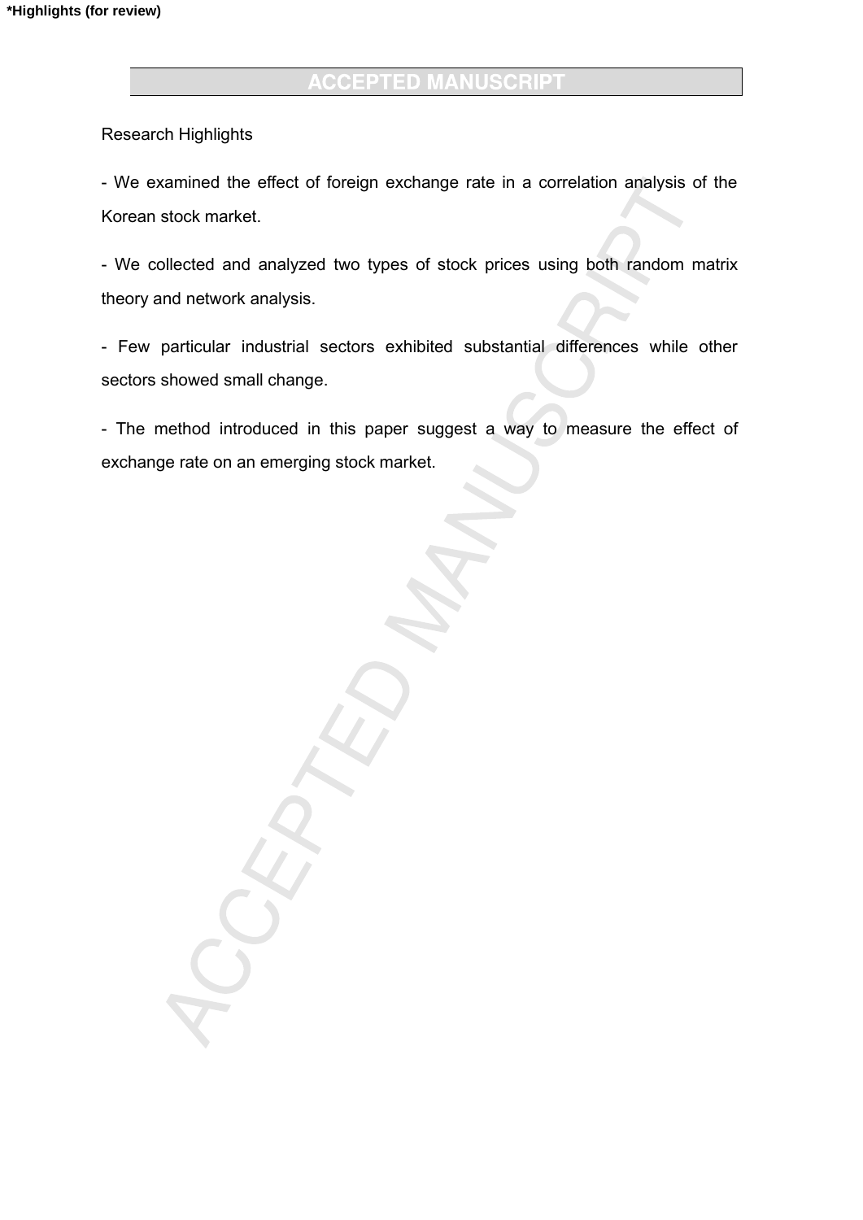Research Highlights

- We examined the effect of foreign exchange rate in a correlation analysis of the Korean stock market.

- We collected and analyzed two types of stock prices using both random matrix theory and network analysis.

- Few particular industrial sectors exhibited substantial differences while other sectors showed small change.

- The method introduced in this paper suggest a way to measure the effect of exchange rate on an emerging stock market.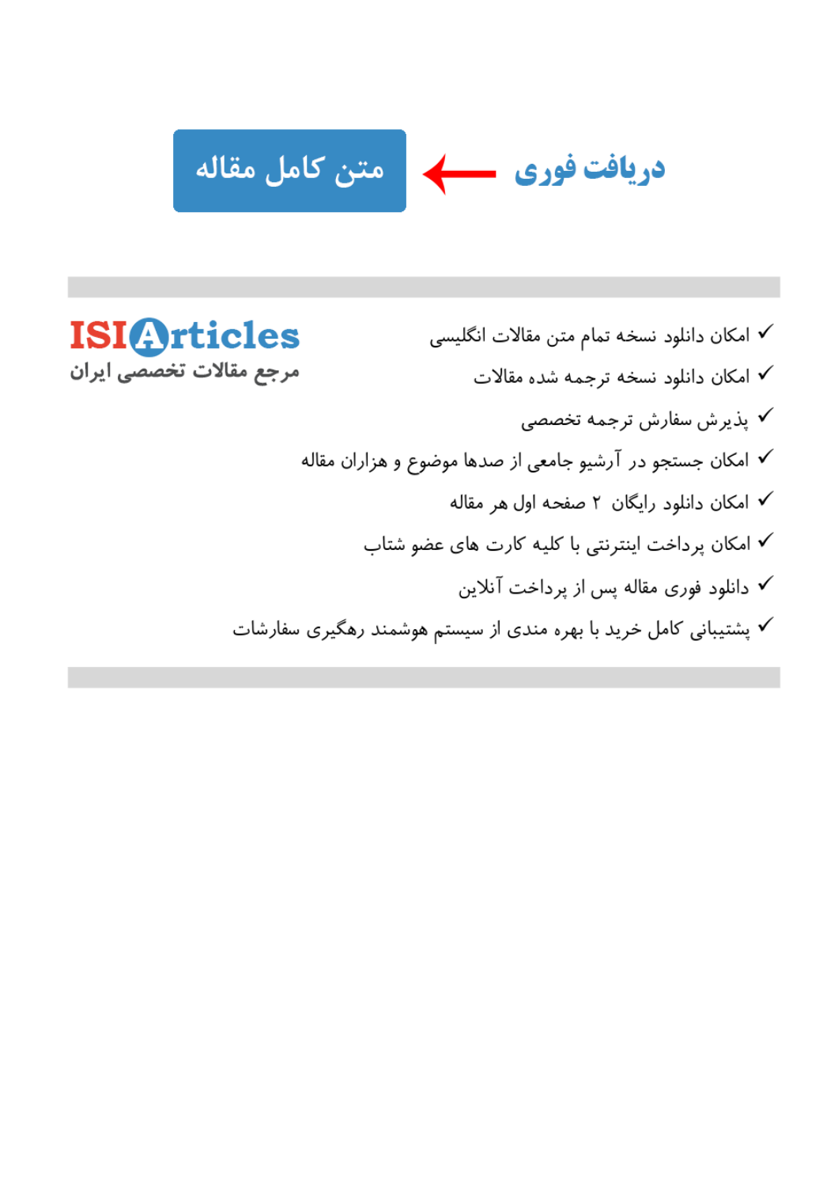دریافت فوری ← متن کامل مقاله

ISIArticles
مرجع مقالات تخصصی ایران

- ✓ امکان دانلود نسخه تمام متن مقالات انگلیسی
- ✓ امکان دانلود نسخه ترجمه شده مقالات
- ✓ پذیرش سفارش ترجمه تخصصی
- ✓ امکان جستجو در آرشیو جامعی از صدها موضوع و هزاران مقاله
- ✓ امکان دانلود رایگان ۲ صفحه اول هر مقاله
- ✓ امکان پرداخت اینترنتی با کلیه کارت های عضو شتاب
- ✓ دانلود فوری مقاله پس از پرداخت آنلاین
- ✓ پشتیبانی کامل خرید با بهره مندی از سیستم هوشمند رهگیری سفارشات